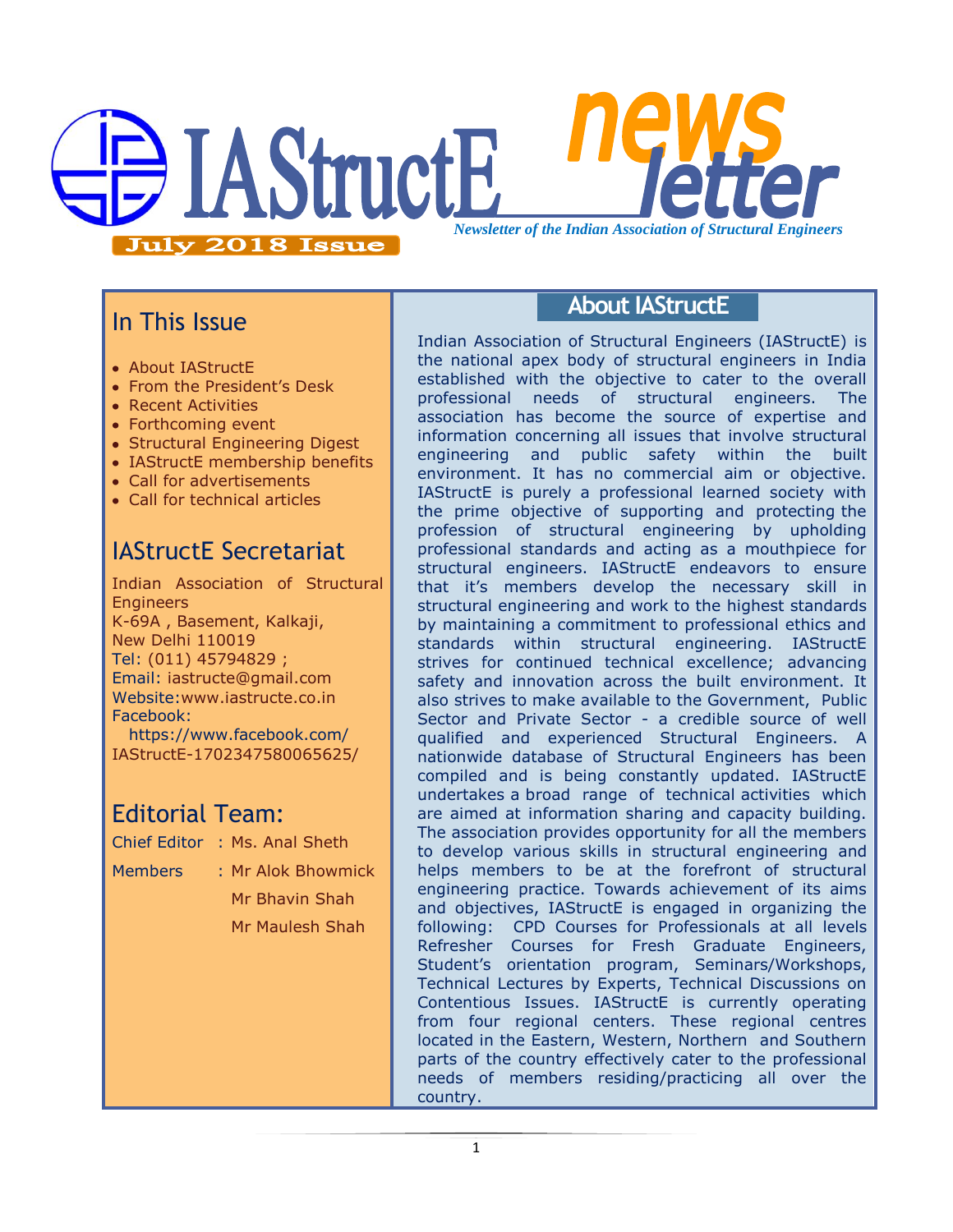# IAStructE newsletter

*Newsletter of the Indian Association of Structural Engineers*

**July 2018 Issue**

## In This Issue

- About IAStructE
- From the President's Desk
- Recent Activities
- Forthcoming event
- Structural Engineering Digest
- IAStructE membership benefits
- Call for advertisements
- Call for technical articles

## IAStructE Secretariat

Indian Association of Structural Engineers
K-69A , Basement, Kalkaji,
New Delhi 110019
Tel: (011) 45794829 ;
Email: iastructe@gmail.com
Website:www.iastructe.co.in
Facebook:
https://www.facebook.com/IAStructE-1702347580065625/

## Editorial Team:

Chief Editor : Ms. Anal Sheth

Members : Mr Alok Bhowmick
Mr Bhavin Shah
Mr Maulesh Shah

## About IAStructE

Indian Association of Structural Engineers (IAStructE) is the national apex body of structural engineers in India established with the objective to cater to the overall professional needs of structural engineers. The association has become the source of expertise and information concerning all issues that involve structural engineering and public safety within the built environment. It has no commercial aim or objective. IAStructE is purely a professional learned society with the prime objective of supporting and protecting the profession of structural engineering by upholding professional standards and acting as a mouthpiece for structural engineers. IAStructE endeavors to ensure that it's members develop the necessary skill in structural engineering and work to the highest standards by maintaining a commitment to professional ethics and standards within structural engineering. IAStructE strives for continued technical excellence; advancing safety and innovation across the built environment. It also strives to make available to the Government, Public Sector and Private Sector - a credible source of well qualified and experienced Structural Engineers. A nationwide database of Structural Engineers has been compiled and is being constantly updated. IAStructE undertakes a broad range of technical activities which are aimed at information sharing and capacity building. The association provides opportunity for all the members to develop various skills in structural engineering and helps members to be at the forefront of structural engineering practice. Towards achievement of its aims and objectives, IAStructE is engaged in organizing the following: CPD Courses for Professionals at all levels Refresher Courses for Fresh Graduate Engineers, Student's orientation program, Seminars/Workshops, Technical Lectures by Experts, Technical Discussions on Contentious Issues. IAStructE is currently operating from four regional centers. These regional centres located in the Eastern, Western, Northern and Southern parts of the country effectively cater to the professional needs of members residing/practicing all over the country.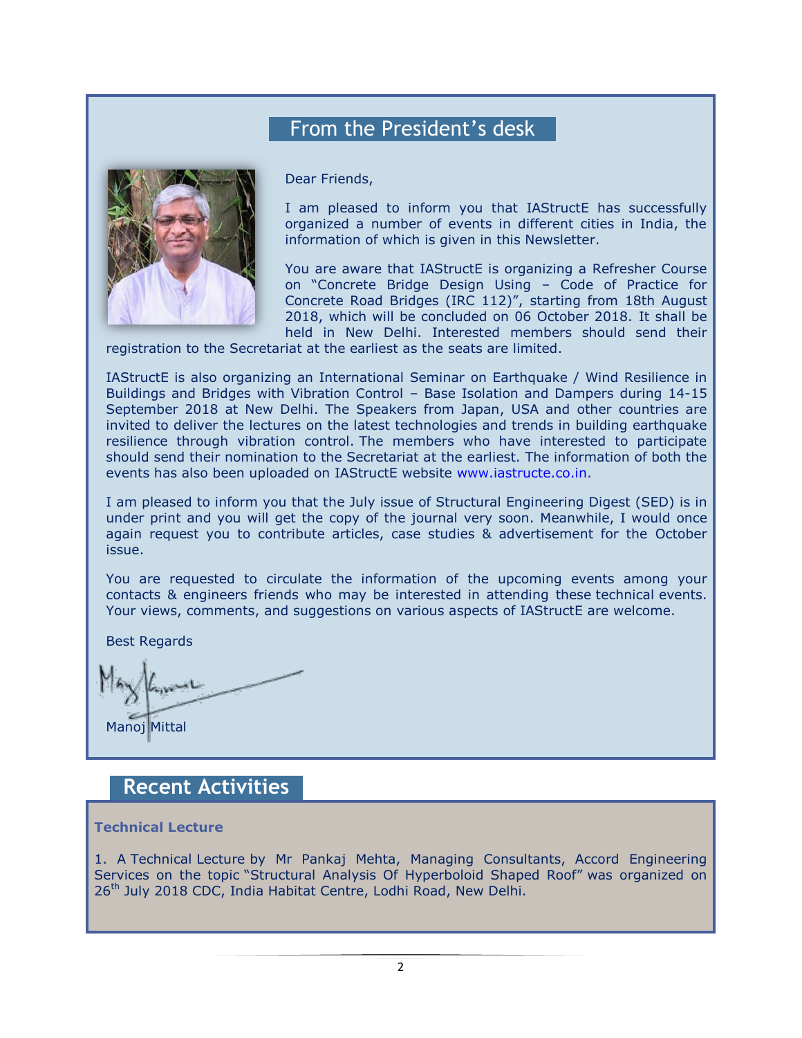## From the President's desk

Dear Friends,

I am pleased to inform you that IAStructE has successfully organized a number of events in different cities in India, the information of which is given in this Newsletter.

You are aware that IAStructE is organizing a Refresher Course on "Concrete Bridge Design Using – Code of Practice for Concrete Road Bridges (IRC 112)", starting from 18th August 2018, which will be concluded on 06 October 2018. It shall be held in New Delhi. Interested members should send their registration to the Secretariat at the earliest as the seats are limited.

IAStructE is also organizing an International Seminar on Earthquake / Wind Resilience in Buildings and Bridges with Vibration Control – Base Isolation and Dampers during 14-15 September 2018 at New Delhi. The Speakers from Japan, USA and other countries are invited to deliver the lectures on the latest technologies and trends in building earthquake resilience through vibration control. The members who have interested to participate should send their nomination to the Secretariat at the earliest. The information of both the events has also been uploaded on IAStructE website www.iastructe.co.in.

I am pleased to inform you that the July issue of Structural Engineering Digest (SED) is in under print and you will get the copy of the journal very soon. Meanwhile, I would once again request you to contribute articles, case studies & advertisement for the October issue.

You are requested to circulate the information of the upcoming events among your contacts & engineers friends who may be interested in attending these technical events. Your views, comments, and suggestions on various aspects of IAStructE are welcome.

Best Regards

Manoj Mittal

## Recent Activities

**Technical Lecture**

1. A Technical Lecture by Mr Pankaj Mehta, Managing Consultants, Accord Engineering Services on the topic "Structural Analysis Of Hyperboloid Shaped Roof" was organized on 26th July 2018 CDC, India Habitat Centre, Lodhi Road, New Delhi.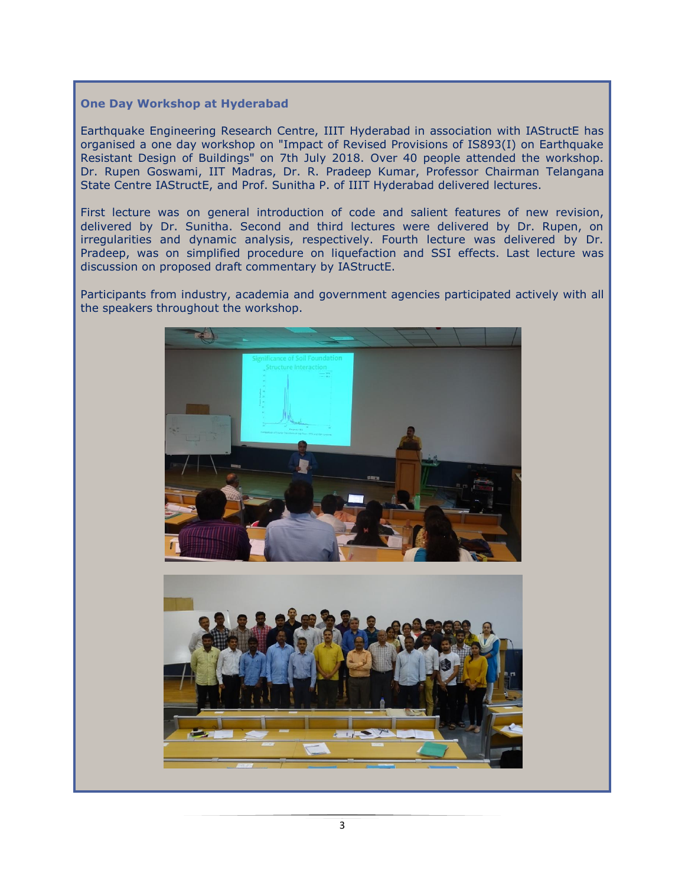### One Day Workshop at Hyderabad

Earthquake Engineering Research Centre, IIIT Hyderabad in association with IAStructE has organised a one day workshop on "Impact of Revised Provisions of IS893(I) on Earthquake Resistant Design of Buildings" on 7th July 2018. Over 40 people attended the workshop. Dr. Rupen Goswami, IIT Madras, Dr. R. Pradeep Kumar, Professor Chairman Telangana State Centre IAStructE, and Prof. Sunitha P. of IIIT Hyderabad delivered lectures.

First lecture was on general introduction of code and salient features of new revision, delivered by Dr. Sunitha. Second and third lectures were delivered by Dr. Rupen, on irregularities and dynamic analysis, respectively. Fourth lecture was delivered by Dr. Pradeep, was on simplified procedure on liquefaction and SSI effects. Last lecture was discussion on proposed draft commentary by IAStructE.

Participants from industry, academia and government agencies participated actively with all the speakers throughout the workshop.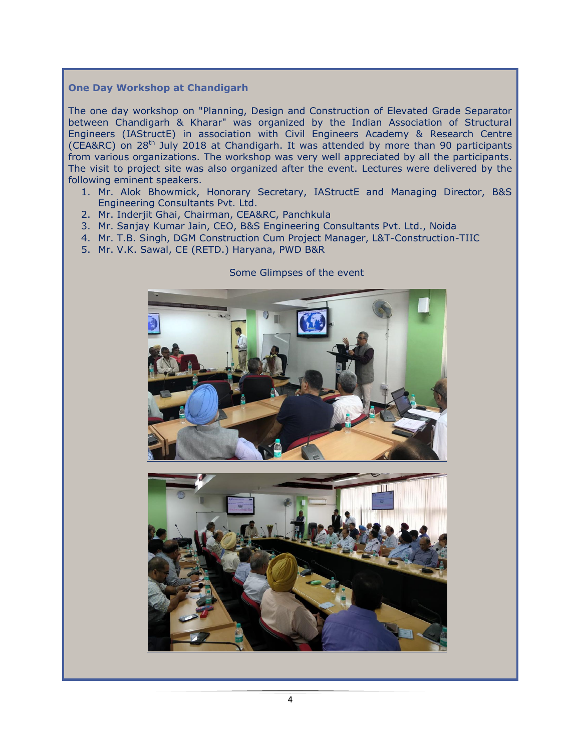### One Day Workshop at Chandigarh

The one day workshop on "Planning, Design and Construction of Elevated Grade Separator between Chandigarh & Kharar" was organized by the Indian Association of Structural Engineers (IAStructE) in association with Civil Engineers Academy & Research Centre (CEA&RC) on 28th July 2018 at Chandigarh. It was attended by more than 90 participants from various organizations. The workshop was very well appreciated by all the participants. The visit to project site was also organized after the event. Lectures were delivered by the following eminent speakers.

1. Mr. Alok Bhowmick, Honorary Secretary, IAStructE and Managing Director, B&S Engineering Consultants Pvt. Ltd.
2. Mr. Inderjit Ghai, Chairman, CEA&RC, Panchkula
3. Mr. Sanjay Kumar Jain, CEO, B&S Engineering Consultants Pvt. Ltd., Noida
4. Mr. T.B. Singh, DGM Construction Cum Project Manager, L&T-Construction-TIIC
5. Mr. V.K. Sawal, CE (RETD.) Haryana, PWD B&R

Some Glimpses of the event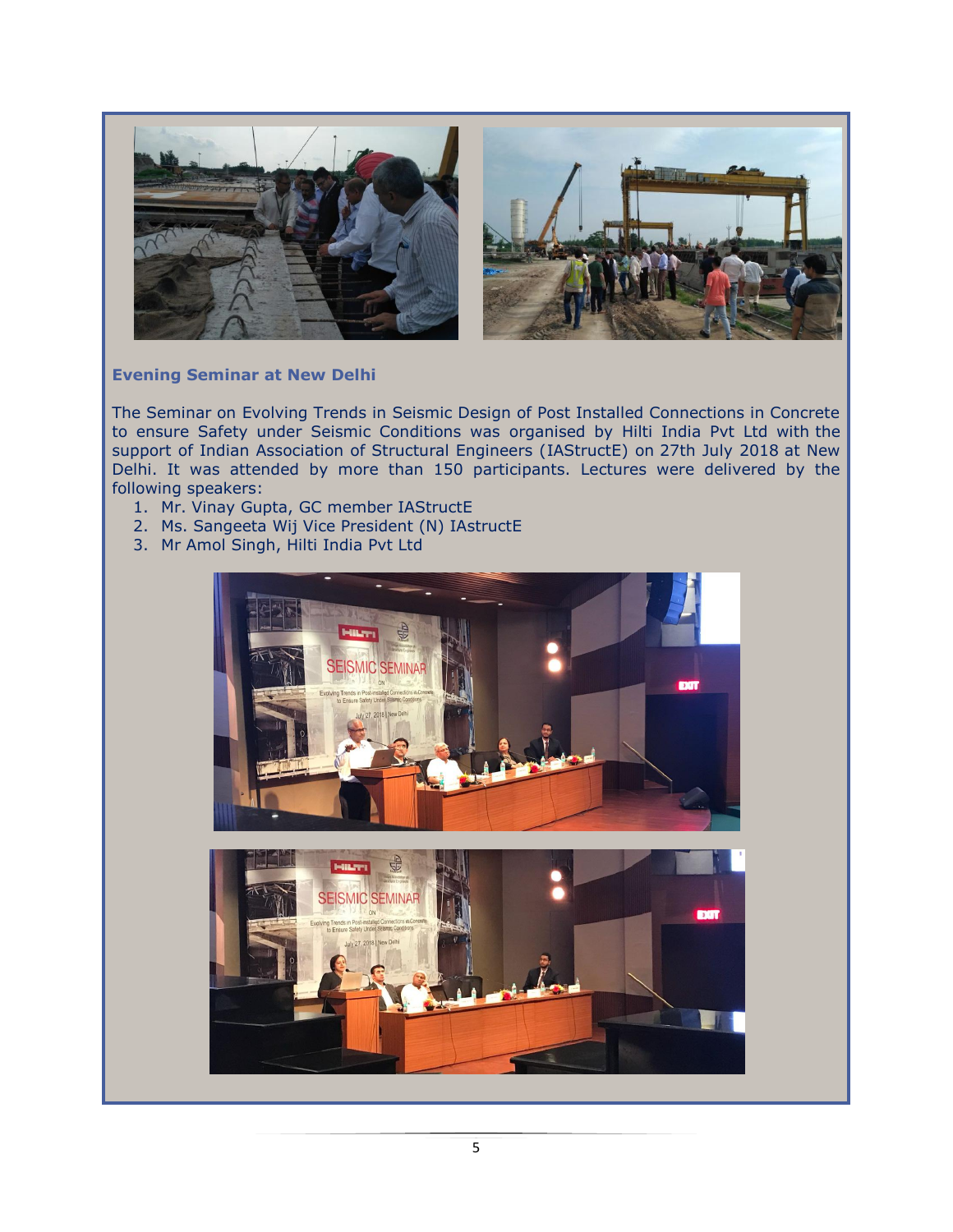### Evening Seminar at New Delhi

The Seminar on Evolving Trends in Seismic Design of Post Installed Connections in Concrete to ensure Safety under Seismic Conditions was organised by Hilti India Pvt Ltd with the support of Indian Association of Structural Engineers (IAStructE) on 27th July 2018 at New Delhi. It was attended by more than 150 participants. Lectures were delivered by the following speakers:

1. Mr. Vinay Gupta, GC member IAStructE
2. Ms. Sangeeta Wij Vice President (N) IAstructE
3. Mr Amol Singh, Hilti India Pvt Ltd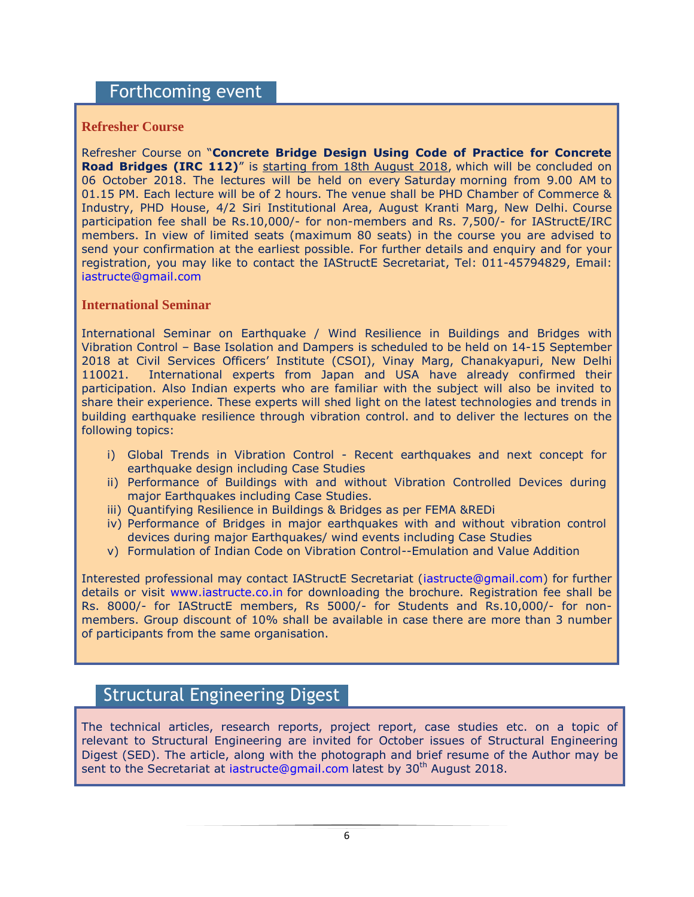## Forthcoming event

### Refresher Course

Refresher Course on "**Concrete Bridge Design Using Code of Practice for Concrete Road Bridges (IRC 112)**" is starting from 18th August 2018, which will be concluded on 06 October 2018. The lectures will be held on every Saturday morning from 9.00 AM to 01.15 PM. Each lecture will be of 2 hours. The venue shall be PHD Chamber of Commerce & Industry, PHD House, 4/2 Siri Institutional Area, August Kranti Marg, New Delhi. Course participation fee shall be Rs.10,000/- for non-members and Rs. 7,500/- for IAStructE/IRC members. In view of limited seats (maximum 80 seats) in the course you are advised to send your confirmation at the earliest possible. For further details and enquiry and for your registration, you may like to contact the IAStructE Secretariat, Tel: 011-45794829, Email: iastructe@gmail.com

### International Seminar

International Seminar on Earthquake / Wind Resilience in Buildings and Bridges with Vibration Control – Base Isolation and Dampers is scheduled to be held on 14-15 September 2018 at Civil Services Officers' Institute (CSOI), Vinay Marg, Chanakyapuri, New Delhi 110021. International experts from Japan and USA have already confirmed their participation. Also Indian experts who are familiar with the subject will also be invited to share their experience. These experts will shed light on the latest technologies and trends in building earthquake resilience through vibration control. and to deliver the lectures on the following topics:

i) Global Trends in Vibration Control - Recent earthquakes and next concept for earthquake design including Case Studies
ii) Performance of Buildings with and without Vibration Controlled Devices during major Earthquakes including Case Studies.
iii) Quantifying Resilience in Buildings & Bridges as per FEMA &REDi
iv) Performance of Bridges in major earthquakes with and without vibration control devices during major Earthquakes/ wind events including Case Studies
v) Formulation of Indian Code on Vibration Control--Emulation and Value Addition

Interested professional may contact IAStructE Secretariat (iastructe@gmail.com) for further details or visit www.iastructe.co.in for downloading the brochure. Registration fee shall be Rs. 8000/- for IAStructE members, Rs 5000/- for Students and Rs.10,000/- for non-members. Group discount of 10% shall be available in case there are more than 3 number of participants from the same organisation.

## Structural Engineering Digest

The technical articles, research reports, project report, case studies etc. on a topic of relevant to Structural Engineering are invited for October issues of Structural Engineering Digest (SED). The article, along with the photograph and brief resume of the Author may be sent to the Secretariat at iastructe@gmail.com latest by 30th August 2018.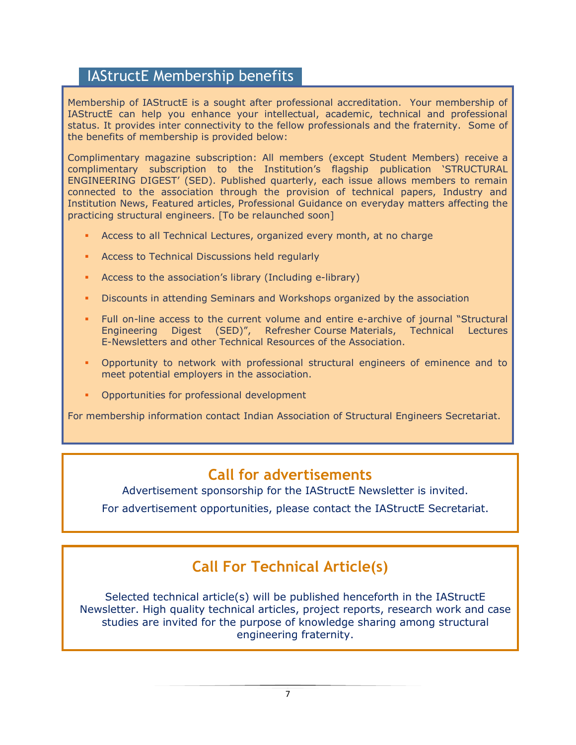## IAStructE Membership benefits

Membership of IAStructE is a sought after professional accreditation. Your membership of IAStructE can help you enhance your intellectual, academic, technical and professional status. It provides inter connectivity to the fellow professionals and the fraternity. Some of the benefits of membership is provided below:

Complimentary magazine subscription: All members (except Student Members) receive a complimentary subscription to the Institution's flagship publication 'STRUCTURAL ENGINEERING DIGEST' (SED). Published quarterly, each issue allows members to remain connected to the association through the provision of technical papers, Industry and Institution News, Featured articles, Professional Guidance on everyday matters affecting the practicing structural engineers. [To be relaunched soon]

- Access to all Technical Lectures, organized every month, at no charge
- Access to Technical Discussions held regularly
- Access to the association's library (Including e-library)
- Discounts in attending Seminars and Workshops organized by the association
- Full on-line access to the current volume and entire e-archive of journal "Structural Engineering Digest (SED)", Refresher Course Materials, Technical Lectures E-Newsletters and other Technical Resources of the Association.
- Opportunity to network with professional structural engineers of eminence and to meet potential employers in the association.
- Opportunities for professional development

For membership information contact Indian Association of Structural Engineers Secretariat.

## Call for advertisements

Advertisement sponsorship for the IAStructE Newsletter is invited.

For advertisement opportunities, please contact the IAStructE Secretariat.

## Call For Technical Article(s)

Selected technical article(s) will be published henceforth in the IAStructE Newsletter. High quality technical articles, project reports, research work and case studies are invited for the purpose of knowledge sharing among structural engineering fraternity.